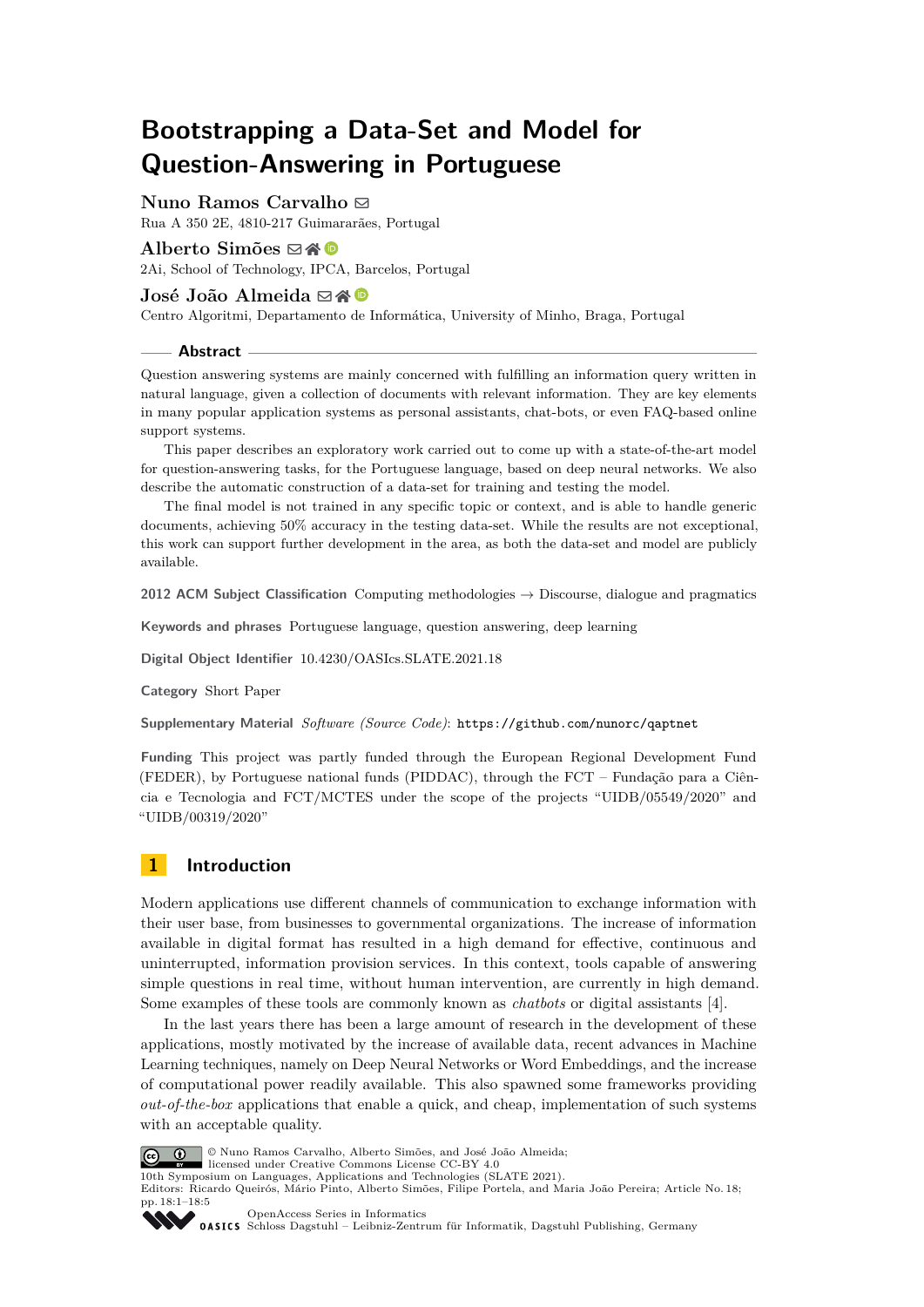# Bootstrapping a Data-Set and Model for Question-Answering in Portuguese

**Nuno Ramos Carvalho**
Rua A 350 2E, 4810-217 Guimararães, Portugal

**Alberto Simões**
2Ai, School of Technology, IPCA, Barcelos, Portugal

**José João Almeida**
Centro Algoritmi, Departamento de Informática, University of Minho, Braga, Portugal

## Abstract

Question answering systems are mainly concerned with fulfilling an information query written in natural language, given a collection of documents with relevant information. They are key elements in many popular application systems as personal assistants, chat-bots, or even FAQ-based online support systems.

This paper describes an exploratory work carried out to come up with a state-of-the-art model for question-answering tasks, for the Portuguese language, based on deep neural networks. We also describe the automatic construction of a data-set for training and testing the model.

The final model is not trained in any specific topic or context, and is able to handle generic documents, achieving 50% accuracy in the testing data-set. While the results are not exceptional, this work can support further development in the area, as both the data-set and model are publicly available.

**2012 ACM Subject Classification** Computing methodologies → Discourse, dialogue and pragmatics

**Keywords and phrases** Portuguese language, question answering, deep learning

**Digital Object Identifier** 10.4230/OASIcs.SLATE.2021.18

**Category** Short Paper

**Supplementary Material** *Software (Source Code)*: `https://github.com/nunorc/qaptnet`

**Funding** This project was partly funded through the European Regional Development Fund (FEDER), by Portuguese national funds (PIDDAC), through the FCT – Fundação para a Ciência e Tecnologia and FCT/MCTES under the scope of the projects "UIDB/05549/2020" and "UIDB/00319/2020"

## 1 Introduction

Modern applications use different channels of communication to exchange information with their user base, from businesses to governmental organizations. The increase of information available in digital format has resulted in a high demand for effective, continuous and uninterrupted, information provision services. In this context, tools capable of answering simple questions in real time, without human intervention, are currently in high demand. Some examples of these tools are commonly known as *chatbots* or digital assistants [4].

In the last years there has been a large amount of research in the development of these applications, mostly motivated by the increase of available data, recent advances in Machine Learning techniques, namely on Deep Neural Networks or Word Embeddings, and the increase of computational power readily available. This also spawned some frameworks providing *out-of-the-box* applications that enable a quick, and cheap, implementation of such systems with an acceptable quality.

© Nuno Ramos Carvalho, Alberto Simões, and José João Almeida;
licensed under Creative Commons License CC-BY 4.0
10th Symposium on Languages, Applications and Technologies (SLATE 2021).
Editors: Ricardo Queirós, Mário Pinto, Alberto Simões, Filipe Portela, and Maria João Pereira; Article No. 18; pp. 18:1–18:5
OpenAccess Series in Informatics
Schloss Dagstuhl – Leibniz-Zentrum für Informatik, Dagstuhl Publishing, Germany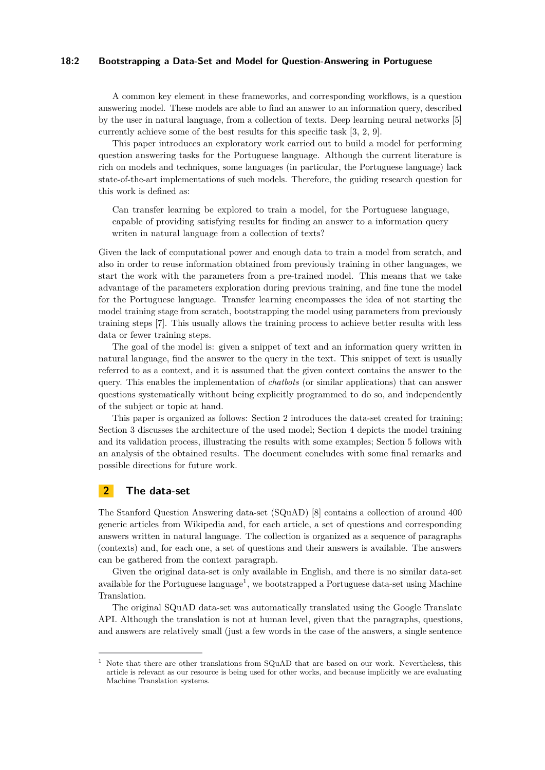A common key element in these frameworks, and corresponding workflows, is a question answering model. These models are able to find an answer to an information query, described by the user in natural language, from a collection of texts. Deep learning neural networks [5] currently achieve some of the best results for this specific task [3, 2, 9].

This paper introduces an exploratory work carried out to build a model for performing question answering tasks for the Portuguese language. Although the current literature is rich on models and techniques, some languages (in particular, the Portuguese language) lack state-of-the-art implementations of such models. Therefore, the guiding research question for this work is defined as:

> Can transfer learning be explored to train a model, for the Portuguese language, capable of providing satisfying results for finding an answer to a information query writen in natural language from a collection of texts?

Given the lack of computational power and enough data to train a model from scratch, and also in order to reuse information obtained from previously training in other languages, we start the work with the parameters from a pre-trained model. This means that we take advantage of the parameters exploration during previous training, and fine tune the model for the Portuguese language. Transfer learning encompasses the idea of not starting the model training stage from scratch, bootstrapping the model using parameters from previously training steps [7]. This usually allows the training process to achieve better results with less data or fewer training steps.

The goal of the model is: given a snippet of text and an information query written in natural language, find the answer to the query in the text. This snippet of text is usually referred to as a context, and it is assumed that the given context contains the answer to the query. This enables the implementation of *chatbots* (or similar applications) that can answer questions systematically without being explicitly programmed to do so, and independently of the subject or topic at hand.

This paper is organized as follows: Section 2 introduces the data-set created for training; Section 3 discusses the architecture of the used model; Section 4 depicts the model training and its validation process, illustrating the results with some examples; Section 5 follows with an analysis of the obtained results. The document concludes with some final remarks and possible directions for future work.

## 2 The data-set

The Stanford Question Answering data-set (SQuAD) [8] contains a collection of around 400 generic articles from Wikipedia and, for each article, a set of questions and corresponding answers written in natural language. The collection is organized as a sequence of paragraphs (contexts) and, for each one, a set of questions and their answers is available. The answers can be gathered from the context paragraph.

Given the original data-set is only available in English, and there is no similar data-set available for the Portuguese language[1], we bootstrapped a Portuguese data-set using Machine Translation.

The original SQuAD data-set was automatically translated using the Google Translate API. Although the translation is not at human level, given that the paragraphs, questions, and answers are relatively small (just a few words in the case of the answers, a single sentence

[1] Note that there are other translations from SQuAD that are based on our work. Nevertheless, this article is relevant as our resource is being used for other works, and because implicitly we are evaluating Machine Translation systems.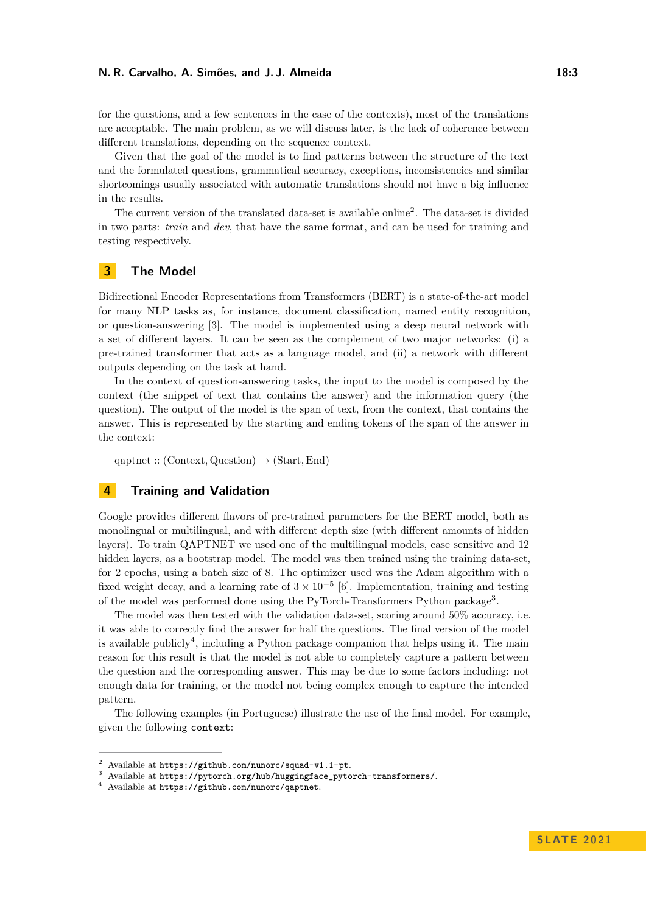for the questions, and a few sentences in the case of the contexts), most of the translations are acceptable. The main problem, as we will discuss later, is the lack of coherence between different translations, depending on the sequence context.

Given that the goal of the model is to find patterns between the structure of the text and the formulated questions, grammatical accuracy, exceptions, inconsistencies and similar shortcomings usually associated with automatic translations should not have a big influence in the results.

The current version of the translated data-set is available online[2]. The data-set is divided in two parts: *train* and *dev*, that have the same format, and can be used for training and testing respectively.

## 3 The Model

Bidirectional Encoder Representations from Transformers (BERT) is a state-of-the-art model for many NLP tasks as, for instance, document classification, named entity recognition, or question-answering [3]. The model is implemented using a deep neural network with a set of different layers. It can be seen as the complement of two major networks: (i) a pre-trained transformer that acts as a language model, and (ii) a network with different outputs depending on the task at hand.

In the context of question-answering tasks, the input to the model is composed by the context (the snippet of text that contains the answer) and the information query (the question). The output of the model is the span of text, from the context, that contains the answer. This is represented by the starting and ending tokens of the span of the answer in the context:

$$\text{qaptnet} :: (\text{Context}, \text{Question}) \rightarrow (\text{Start}, \text{End})$$

## 4 Training and Validation

Google provides different flavors of pre-trained parameters for the BERT model, both as monolingual or multilingual, and with different depth size (with different amounts of hidden layers). To train QAPTNET we used one of the multilingual models, case sensitive and 12 hidden layers, as a bootstrap model. The model was then trained using the training data-set, for 2 epochs, using a batch size of 8. The optimizer used was the Adam algorithm with a fixed weight decay, and a learning rate of $3 \times 10^{-5}$ [6]. Implementation, training and testing of the model was performed done using the PyTorch-Transformers Python package[3].

The model was then tested with the validation data-set, scoring around 50% accuracy, i.e. it was able to correctly find the answer for half the questions. The final version of the model is available publicly[4], including a Python package companion that helps using it. The main reason for this result is that the model is not able to completely capture a pattern between the question and the corresponding answer. This may be due to some factors including: not enough data for training, or the model not being complex enough to capture the intended pattern.

The following examples (in Portuguese) illustrate the use of the final model. For example, given the following `context`:

---

[2] Available at `https://github.com/nunorc/squad-v1.1-pt`.
[3] Available at `https://pytorch.org/hub/huggingface_pytorch-transformers/`.
[4] Available at `https://github.com/nunorc/qaptnet`.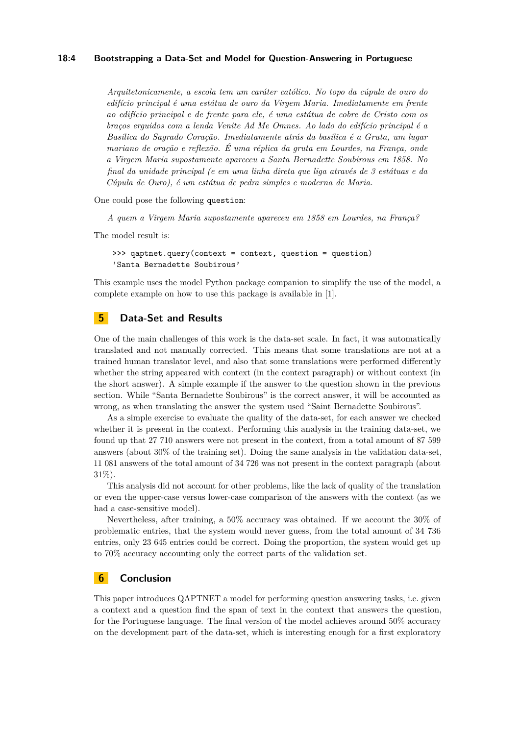> *Arquitetonicamente, a escola tem um caráter católico. No topo da cúpula de ouro do edifício principal é uma estátua de ouro da Virgem Maria. Imediatamente em frente ao edifício principal e de frente para ele, é uma estátua de cobre de Cristo com os braços erguidos com a lenda Venite Ad Me Omnes. Ao lado do edifício principal é a Basílica do Sagrado Coração. Imediatamente atrás da basílica é a Gruta, um lugar mariano de oração e reflexão. É uma réplica da gruta em Lourdes, na França, onde a Virgem Maria supostamente apareceu a Santa Bernadette Soubirous em 1858. No final da unidade principal (e em uma linha direta que liga através de 3 estátuas e da Cúpula de Ouro), é um estátua de pedra simples e moderna de Maria.*

One could pose the following `question`:

> *A quem a Virgem Maria supostamente apareceu em 1858 em Lourdes, na França?*

The model result is:

```
>>> qaptnet.query(context = context, question = question)
'Santa Bernadette Soubirous'
```

This example uses the model Python package companion to simplify the use of the model, a complete example on how to use this package is available in [1].

## 5 Data-Set and Results

One of the main challenges of this work is the data-set scale. In fact, it was automatically translated and not manually corrected. This means that some translations are not at a trained human translator level, and also that some translations were performed differently whether the string appeared with context (in the context paragraph) or without context (in the short answer). A simple example if the answer to the question shown in the previous section. While "Santa Bernadette Soubirous" is the correct answer, it will be accounted as wrong, as when translating the answer the system used "Saint Bernadette Soubirous".

As a simple exercise to evaluate the quality of the data-set, for each answer we checked whether it is present in the context. Performing this analysis in the training data-set, we found up that 27 710 answers were not present in the context, from a total amount of 87 599 answers (about 30% of the training set). Doing the same analysis in the validation data-set, 11 081 answers of the total amount of 34 726 was not present in the context paragraph (about 31%).

This analysis did not account for other problems, like the lack of quality of the translation or even the upper-case versus lower-case comparison of the answers with the context (as we had a case-sensitive model).

Nevertheless, after training, a 50% accuracy was obtained. If we account the 30% of problematic entries, that the system would never guess, from the total amount of 34 736 entries, only 23 645 entries could be correct. Doing the proportion, the system would get up to 70% accuracy accounting only the correct parts of the validation set.

## 6 Conclusion

This paper introduces QAPTNET a model for performing question answering tasks, i.e. given a context and a question find the span of text in the context that answers the question, for the Portuguese language. The final version of the model achieves around 50% accuracy on the development part of the data-set, which is interesting enough for a first exploratory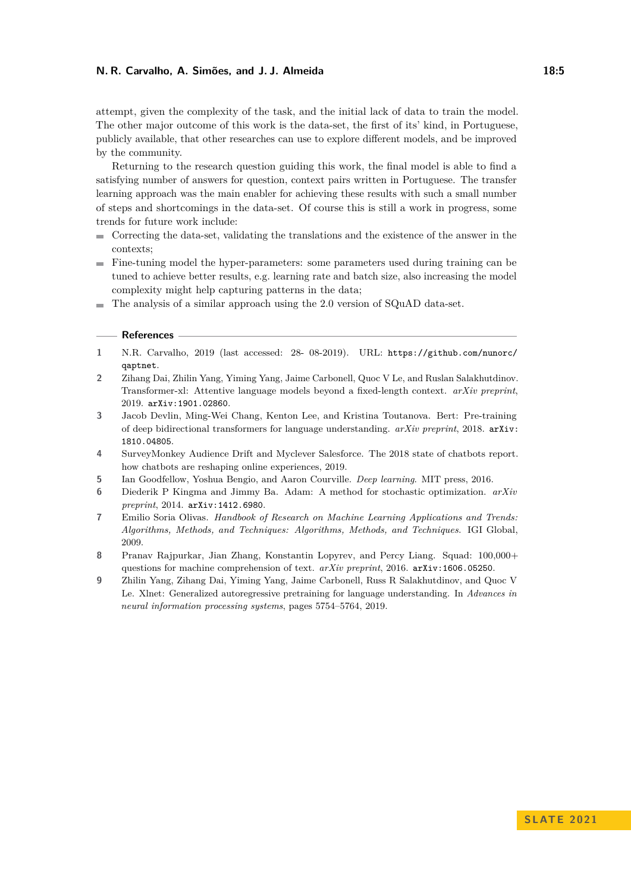attempt, given the complexity of the task, and the initial lack of data to train the model. The other major outcome of this work is the data-set, the first of its' kind, in Portuguese, publicly available, that other researches can use to explore different models, and be improved by the community.

Returning to the research question guiding this work, the final model is able to find a satisfying number of answers for question, context pairs written in Portuguese. The transfer learning approach was the main enabler for achieving these results with such a small number of steps and shortcomings in the data-set. Of course this is still a work in progress, some trends for future work include:

- Correcting the data-set, validating the translations and the existence of the answer in the contexts;
- Fine-tuning model the hyper-parameters: some parameters used during training can be tuned to achieve better results, e.g. learning rate and batch size, also increasing the model complexity might help capturing patterns in the data;
- The analysis of a similar approach using the 2.0 version of SQuAD data-set.

## References

1. N.R. Carvalho, 2019 (last accessed: 28- 08-2019). URL: `https://github.com/nunorc/qaptnet`.
2. Zihang Dai, Zhilin Yang, Yiming Yang, Jaime Carbonell, Quoc V Le, and Ruslan Salakhutdinov. Transformer-xl: Attentive language models beyond a fixed-length context. *arXiv preprint*, 2019. `arXiv:1901.02860`.
3. Jacob Devlin, Ming-Wei Chang, Kenton Lee, and Kristina Toutanova. Bert: Pre-training of deep bidirectional transformers for language understanding. *arXiv preprint*, 2018. `arXiv:1810.04805`.
4. SurveyMonkey Audience Drift and Myclever Salesforce. The 2018 state of chatbots report. how chatbots are reshaping online experiences, 2019.
5. Ian Goodfellow, Yoshua Bengio, and Aaron Courville. *Deep learning*. MIT press, 2016.
6. Diederik P Kingma and Jimmy Ba. Adam: A method for stochastic optimization. *arXiv preprint*, 2014. `arXiv:1412.6980`.
7. Emilio Soria Olivas. *Handbook of Research on Machine Learning Applications and Trends: Algorithms, Methods, and Techniques: Algorithms, Methods, and Techniques*. IGI Global, 2009.
8. Pranav Rajpurkar, Jian Zhang, Konstantin Lopyrev, and Percy Liang. Squad: 100,000+ questions for machine comprehension of text. *arXiv preprint*, 2016. `arXiv:1606.05250`.
9. Zhilin Yang, Zihang Dai, Yiming Yang, Jaime Carbonell, Russ R Salakhutdinov, and Quoc V Le. Xlnet: Generalized autoregressive pretraining for language understanding. In *Advances in neural information processing systems*, pages 5754–5764, 2019.